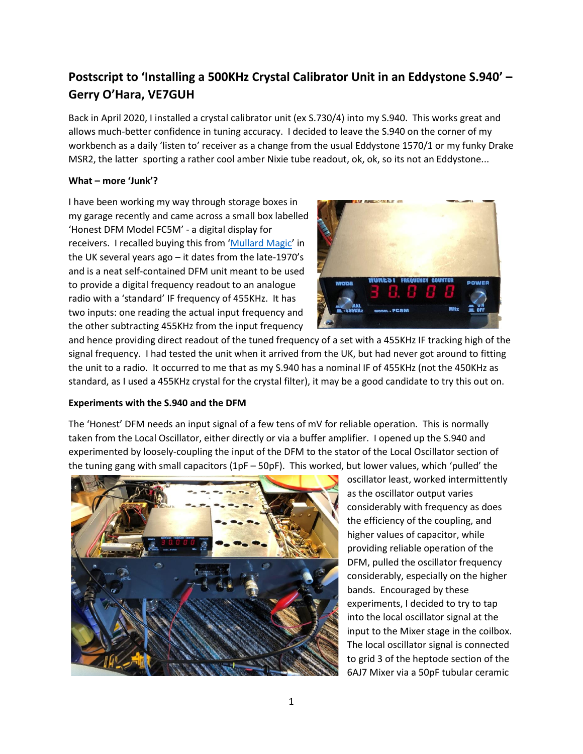## Postscript to 'Installing a 500KHz Crystal Calibrator Unit in an Eddystone S.940' – Gerry O'Hara, VE7GUH

Back in April 2020, I installed a crystal calibrator unit (ex S.730/4) into my S.940. This works great and allows much-better confidence in tuning accuracy. I decided to leave the S.940 on the corner of my workbench as a daily 'listen to' receiver as a change from the usual Eddystone 1570/1 or my funky Drake MSR2, the latter sporting a rather cool amber Nixie tube readout, ok, ok, so its not an Eddystone...

**What – more 'Junk'?**

I have been working my way through storage boxes in my garage recently and came across a small box labelled 'Honest DFM Model FC5M' - a digital display for receivers. I recalled buying this from 'Mullard Magic' in the UK several years ago – it dates from the late-1970's and is a neat self-contained DFM unit meant to be used to provide a digital frequency readout to an analogue radio with a 'standard' IF frequency of 455KHz. It has two inputs: one reading the actual input frequency and the other subtracting 455KHz from the input frequency and hence providing direct readout of the tuned frequency of a set with a 455KHz IF tracking high of the signal frequency. I had tested the unit when it arrived from the UK, but had never got around to fitting the unit to a radio. It occurred to me that as my S.940 has a nominal IF of 455KHz (not the 450KHz as standard, as I used a 455KHz crystal for the crystal filter), it may be a good candidate to try this out on.

**Experiments with the S.940 and the DFM**

The 'Honest' DFM needs an input signal of a few tens of mV for reliable operation. This is normally taken from the Local Oscillator, either directly or via a buffer amplifier. I opened up the S.940 and experimented by loosely-coupling the input of the DFM to the stator of the Local Oscillator section of the tuning gang with small capacitors (1pF – 50pF). This worked, but lower values, which 'pulled' the oscillator least, worked intermittently as the oscillator output varies considerably with frequency as does the efficiency of the coupling, and higher values of capacitor, while providing reliable operation of the DFM, pulled the oscillator frequency considerably, especially on the higher bands. Encouraged by these experiments, I decided to try to tap into the local oscillator signal at the input to the Mixer stage in the coilbox. The local oscillator signal is connected to grid 3 of the heptode section of the 6AJ7 Mixer via a 50pF tubular ceramic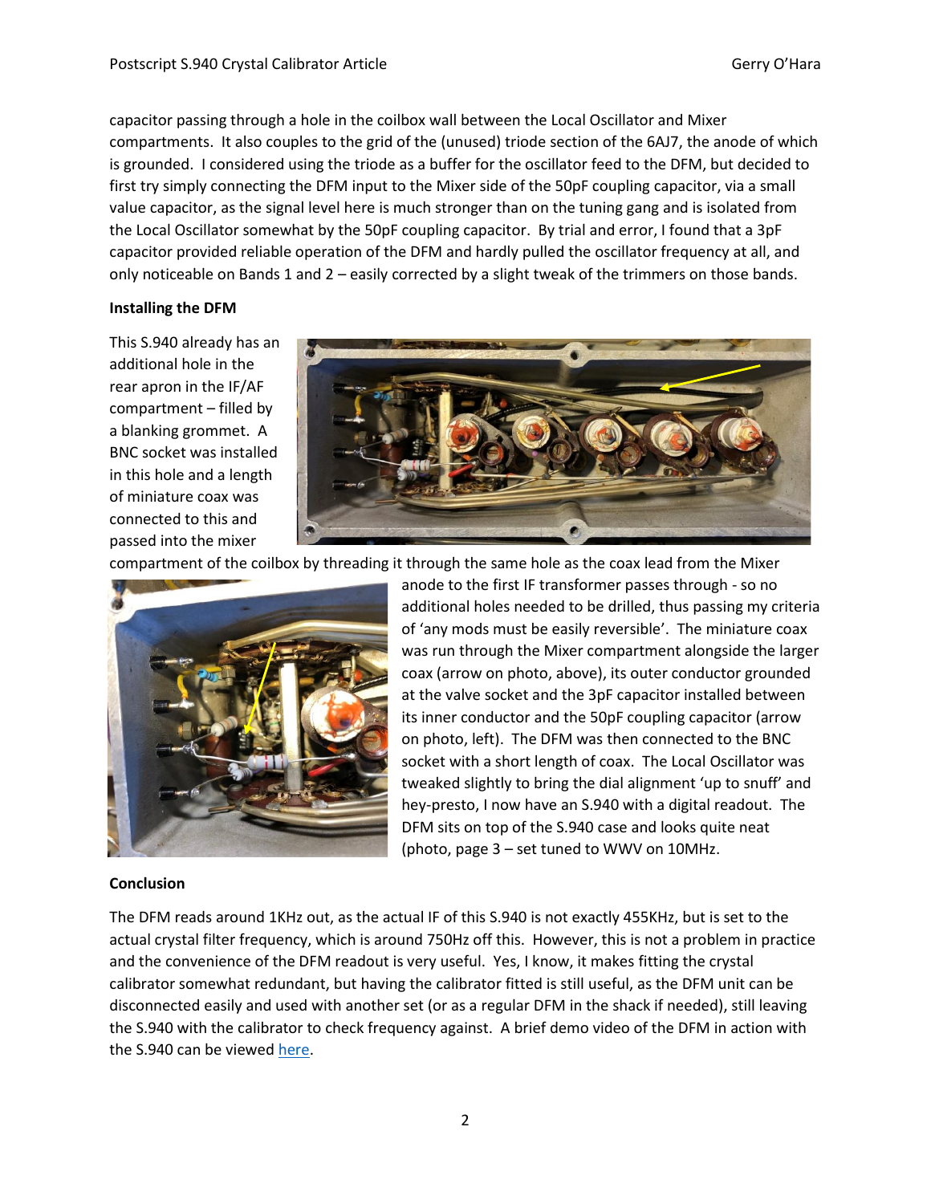capacitor passing through a hole in the coilbox wall between the Local Oscillator and Mixer compartments. It also couples to the grid of the (unused) triode section of the 6AJ7, the anode of which is grounded. I considered using the triode as a buffer for the oscillator feed to the DFM, but decided to first try simply connecting the DFM input to the Mixer side of the 50pF coupling capacitor, via a small value capacitor, as the signal level here is much stronger than on the tuning gang and is isolated from the Local Oscillator somewhat by the 50pF coupling capacitor. By trial and error, I found that a 3pF capacitor provided reliable operation of the DFM and hardly pulled the oscillator frequency at all, and only noticeable on Bands 1 and 2 – easily corrected by a slight tweak of the trimmers on those bands.

**Installing the DFM**

This S.940 already has an additional hole in the rear apron in the IF/AF compartment – filled by a blanking grommet. A BNC socket was installed in this hole and a length of miniature coax was connected to this and passed into the mixer compartment of the coilbox by threading it through the same hole as the coax lead from the Mixer anode to the first IF transformer passes through - so no additional holes needed to be drilled, thus passing my criteria of 'any mods must be easily reversible'. The miniature coax was run through the Mixer compartment alongside the larger coax (arrow on photo, above), its outer conductor grounded at the valve socket and the 3pF capacitor installed between its inner conductor and the 50pF coupling capacitor (arrow on photo, left). The DFM was then connected to the BNC socket with a short length of coax. The Local Oscillator was tweaked slightly to bring the dial alignment 'up to snuff' and hey-presto, I now have an S.940 with a digital readout. The DFM sits on top of the S.940 case and looks quite neat (photo, page 3 – set tuned to WWV on 10MHz.

**Conclusion**

The DFM reads around 1KHz out, as the actual IF of this S.940 is not exactly 455KHz, but is set to the actual crystal filter frequency, which is around 750Hz off this. However, this is not a problem in practice and the convenience of the DFM readout is very useful. Yes, I know, it makes fitting the crystal calibrator somewhat redundant, but having the calibrator fitted is still useful, as the DFM unit can be disconnected easily and used with another set (or as a regular DFM in the shack if needed), still leaving the S.940 with the calibrator to check frequency against. A brief demo video of the DFM in action with the S.940 can be viewed [here].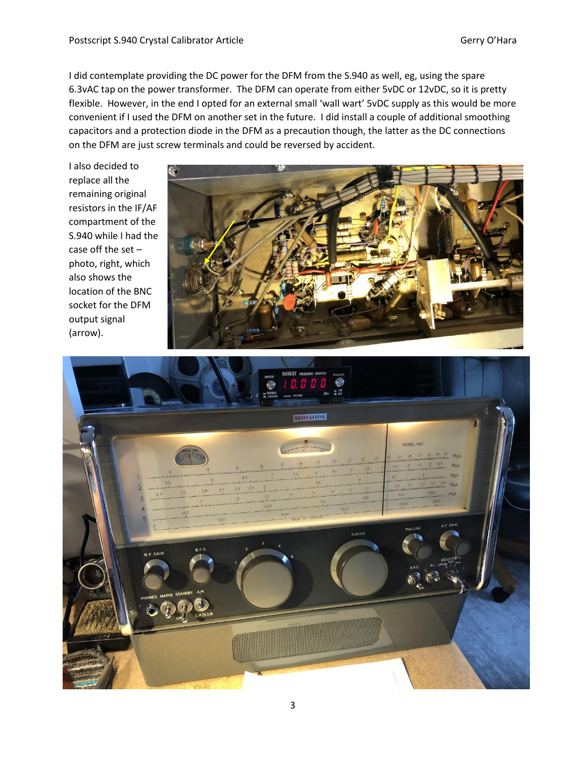I did contemplate providing the DC power for the DFM from the S.940 as well, eg, using the spare 6.3vAC tap on the power transformer. The DFM can operate from either 5vDC or 12vDC, so it is pretty flexible. However, in the end I opted for an external small 'wall wart' 5vDC supply as this would be more convenient if I used the DFM on another set in the future. I did install a couple of additional smoothing capacitors and a protection diode in the DFM as a precaution though, the latter as the DC connections on the DFM are just screw terminals and could be reversed by accident.

I also decided to replace all the remaining original resistors in the IF/AF compartment of the S.940 while I had the set case off the set – photo, right, which also shows the location of the BNC socket for the DFM output signal (arrow).